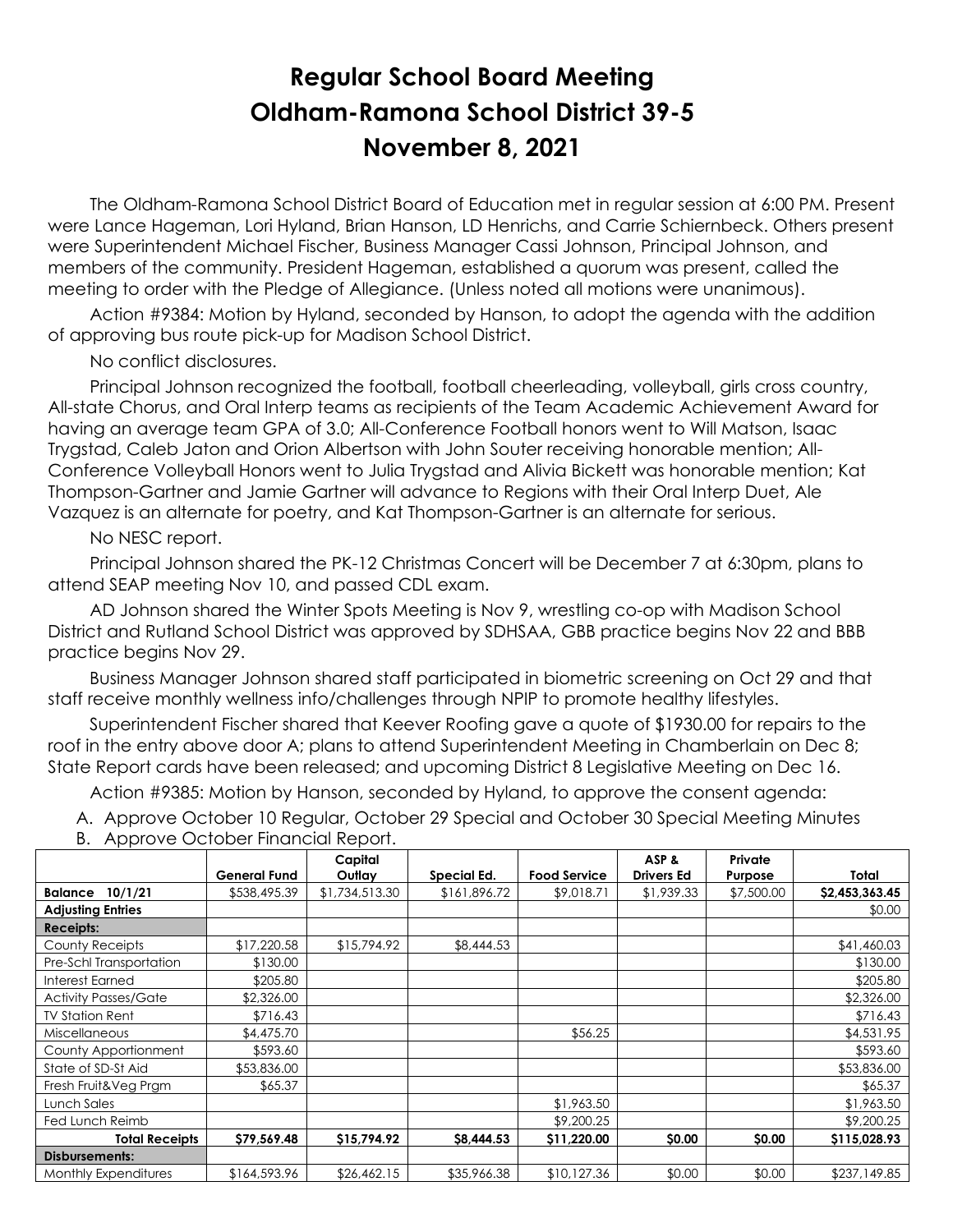# Regular School Board Meeting
# Oldham-Ramona School District 39-5
# November 8, 2021

The Oldham-Ramona School District Board of Education met in regular session at 6:00 PM. Present were Lance Hageman, Lori Hyland, Brian Hanson, LD Henrichs, and Carrie Schiernbeck. Others present were Superintendent Michael Fischer, Business Manager Cassi Johnson, Principal Johnson, and members of the community. President Hageman, established a quorum was present, called the meeting to order with the Pledge of Allegiance. (Unless noted all motions were unanimous).

Action #9384: Motion by Hyland, seconded by Hanson, to adopt the agenda with the addition of approving bus route pick-up for Madison School District.

No conflict disclosures.

Principal Johnson recognized the football, football cheerleading, volleyball, girls cross country, All-state Chorus, and Oral Interp teams as recipients of the Team Academic Achievement Award for having an average team GPA of 3.0; All-Conference Football honors went to Will Matson, Isaac Trygstad, Caleb Jaton and Orion Albertson with John Souter receiving honorable mention; All-Conference Volleyball Honors went to Julia Trygstad and Alivia Bickett was honorable mention; Kat Thompson-Gartner and Jamie Gartner will advance to Regions with their Oral Interp Duet, Ale Vazquez is an alternate for poetry, and Kat Thompson-Gartner is an alternate for serious.

No NESC report.

Principal Johnson shared the PK-12 Christmas Concert will be December 7 at 6:30pm, plans to attend SEAP meeting Nov 10, and passed CDL exam.

AD Johnson shared the Winter Spots Meeting is Nov 9, wrestling co-op with Madison School District and Rutland School District was approved by SDHSAA, GBB practice begins Nov 22 and BBB practice begins Nov 29.

Business Manager Johnson shared staff participated in biometric screening on Oct 29 and that staff receive monthly wellness info/challenges through NPIP to promote healthy lifestyles.

Superintendent Fischer shared that Keever Roofing gave a quote of $1930.00 for repairs to the roof in the entry above door A; plans to attend Superintendent Meeting in Chamberlain on Dec 8; State Report cards have been released; and upcoming District 8 Legislative Meeting on Dec 16.

Action #9385: Motion by Hanson, seconded by Hyland, to approve the consent agenda:

A. Approve October 10 Regular, October 29 Special and October 30 Special Meeting Minutes
B. Approve October Financial Report.

| | General Fund | Capital Outlay | Special Ed. | Food Service | ASP & Drivers Ed | Private Purpose | Total |
|---|---|---|---|---|---|---|---|
| **Balance 10/1/21** | $538,495.39 | $1,734,513.30 | $161,896.72 | $9,018.71 | $1,939.33 | $7,500.00 | **$2,453,363.45** |
| **Adjusting Entries** | | | | | | | $0.00 |
| **Receipts:** | | | | | | | |
| County Receipts | $17,220.58 | $15,794.92 | $8,444.53 | | | | $41,460.03 |
| Pre-Schl Transportation | $130.00 | | | | | | $130.00 |
| Interest Earned | $205.80 | | | | | | $205.80 |
| Activity Passes/Gate | $2,326.00 | | | | | | $2,326.00 |
| TV Station Rent | $716.43 | | | | | | $716.43 |
| Miscellaneous | $4,475.70 | | | $56.25 | | | $4,531.95 |
| County Apportionment | $593.60 | | | | | | $593.60 |
| State of SD-St Aid | $53,836.00 | | | | | | $53,836.00 |
| Fresh Fruit&Veg Prgm | $65.37 | | | | | | $65.37 |
| Lunch Sales | | | | $1,963.50 | | | $1,963.50 |
| Fed Lunch Reimb | | | | $9,200.25 | | | $9,200.25 |
| **Total Receipts** | **$79,569.48** | **$15,794.92** | **$8,444.53** | **$11,220.00** | **$0.00** | **$0.00** | **$115,028.93** |
| **Disbursements:** | | | | | | | |
| Monthly Expenditures | $164,593.96 | $26,462.15 | $35,966.38 | $10,127.36 | $0.00 | $0.00 | $237,149.85 |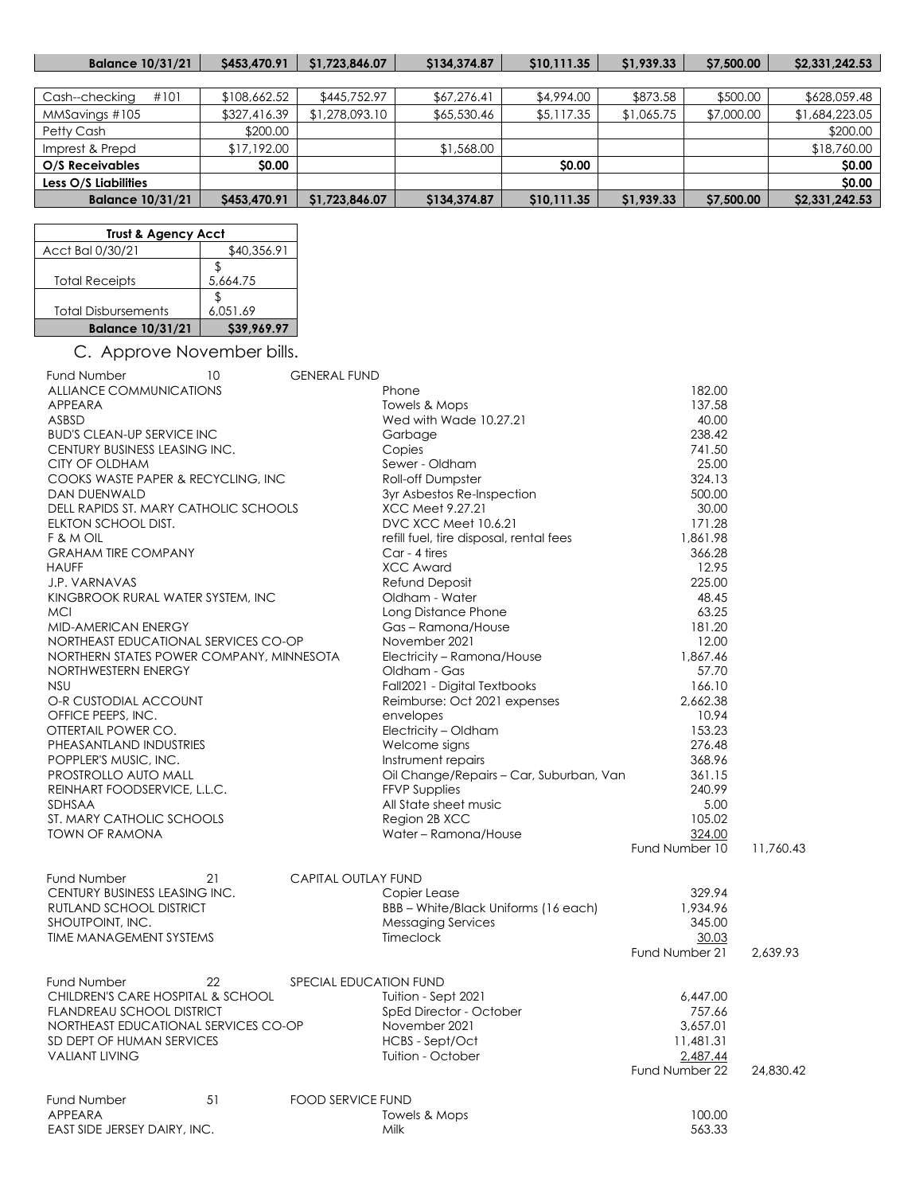| Balance 10/31/21 | $453,470.91 | $1,723,846.07 | $134,374.87 | $10,111.35 | $1,939.33 | $7,500.00 | $2,331,242.53 |
|---|---|---|---|---|---|---|---|

| | | | | | | | |
|---|---|---|---|---|---|---|---|
| Cash--checking #101 | $108,662.52 | $445,752.97 | $67,276.41 | $4,994.00 | $873.58 | $500.00 | $628,059.48 |
| MMSavings #105 | $327,416.39 | $1,278,093.10 | $65,530.46 | $5,117.35 | $1,065.75 | $7,000.00 | $1,684,223.05 |
| Petty Cash | $200.00 | | | | | | $200.00 |
| Imprest & Prepd | $17,192.00 | | $1,568.00 | | | | $18,760.00 |
| **O/S Receivables** | **$0.00** | | | **$0.00** | | | **$0.00** |
| **Less O/S Liabilities** | | | | | | | **$0.00** |
| **Balance 10/31/21** | **$453,470.91** | **$1,723,846.07** | **$134,374.87** | **$10,111.35** | **$1,939.33** | **$7,500.00** | **$2,331,242.53** |

| Trust & Agency Acct | |
|---|---|
| Acct Bal 0/30/21 | $40,356.91 |
| Total Receipts | $ 5,664.75 |
| Total Disbursements | $ 6,051.69 |
| **Balance 10/31/21** | **$39,969.97** |

## C. Approve November bills.

Fund Number 10 GENERAL FUND

| Vendor | Description | Amount | Total |
|---|---|---|---|
| ALLIANCE COMMUNICATIONS | Phone | 182.00 | |
| APPEARA | Towels & Mops | 137.58 | |
| ASBSD | Wed with Wade 10.27.21 | 40.00 | |
| BUD'S CLEAN-UP SERVICE INC | Garbage | 238.42 | |
| CENTURY BUSINESS LEASING INC. | Copies | 741.50 | |
| CITY OF OLDHAM | Sewer - Oldham | 25.00 | |
| COOKS WASTE PAPER & RECYCLING, INC | Roll-off Dumpster | 324.13 | |
| DAN DUENWALD | 3yr Asbestos Re-Inspection | 500.00 | |
| DELL RAPIDS ST. MARY CATHOLIC SCHOOLS | XCC Meet 9.27.21 | 30.00 | |
| ELKTON SCHOOL DIST. | DVC XCC Meet 10.6.21 | 171.28 | |
| F & M OIL | refill fuel, tire disposal, rental fees | 1,861.98 | |
| GRAHAM TIRE COMPANY | Car - 4 tires | 366.28 | |
| HAUFF | XCC Award | 12.95 | |
| J.P. VARNAVAS | Refund Deposit | 225.00 | |
| KINGBROOK RURAL WATER SYSTEM, INC | Oldham - Water | 48.45 | |
| MCI | Long Distance Phone | 63.25 | |
| MID-AMERICAN ENERGY | Gas – Ramona/House | 181.20 | |
| NORTHEAST EDUCATIONAL SERVICES CO-OP | November 2021 | 12.00 | |
| NORTHERN STATES POWER COMPANY, MINNESOTA | Electricity – Ramona/House | 1,867.46 | |
| NORTHWESTERN ENERGY | Oldham - Gas | 57.70 | |
| NSU | Fall2021 - Digital Textbooks | 166.10 | |
| O-R CUSTODIAL ACCOUNT | Reimburse: Oct 2021 expenses | 2,662.38 | |
| OFFICE PEEPS, INC. | envelopes | 10.94 | |
| OTTERTAIL POWER CO. | Electricity – Oldham | 153.23 | |
| PHEASANTLAND INDUSTRIES | Welcome signs | 276.48 | |
| POPPLER'S MUSIC, INC. | Instrument repairs | 368.96 | |
| PROSTROLLO AUTO MALL | Oil Change/Repairs – Car, Suburban, Van | 361.15 | |
| REINHART FOODSERVICE, L.L.C. | FFVP Supplies | 240.99 | |
| SDHSAA | All State sheet music | 5.00 | |
| ST. MARY CATHOLIC SCHOOLS | Region 2B XCC | 105.02 | |
| TOWN OF RAMONA | Water – Ramona/House | 324.00 | |
| | | Fund Number 10 | 11,760.43 |

Fund Number 21 CAPITAL OUTLAY FUND

| Vendor | Description | Amount | Total |
|---|---|---|---|
| CENTURY BUSINESS LEASING INC. | Copier Lease | 329.94 | |
| RUTLAND SCHOOL DISTRICT | BBB – White/Black Uniforms (16 each) | 1,934.96 | |
| SHOUTPOINT, INC. | Messaging Services | 345.00 | |
| TIME MANAGEMENT SYSTEMS | Timeclock | 30.03 | |
| | | Fund Number 21 | 2,639.93 |

Fund Number 22 SPECIAL EDUCATION FUND

| Vendor | Description | Amount | Total |
|---|---|---|---|
| CHILDREN'S CARE HOSPITAL & SCHOOL | Tuition - Sept 2021 | 6,447.00 | |
| FLANDREAU SCHOOL DISTRICT | SpEd Director - October | 757.66 | |
| NORTHEAST EDUCATIONAL SERVICES CO-OP | November 2021 | 3,657.01 | |
| SD DEPT OF HUMAN SERVICES | HCBS - Sept/Oct | 11,481.31 | |
| VALIANT LIVING | Tuition - October | 2,487.44 | |
| | | Fund Number 22 | 24,830.42 |

Fund Number 51 FOOD SERVICE FUND

| Vendor | Description | Amount | Total |
|---|---|---|---|
| APPEARA | Towels & Mops | 100.00 | |
| EAST SIDE JERSEY DAIRY, INC. | Milk | 563.33 | |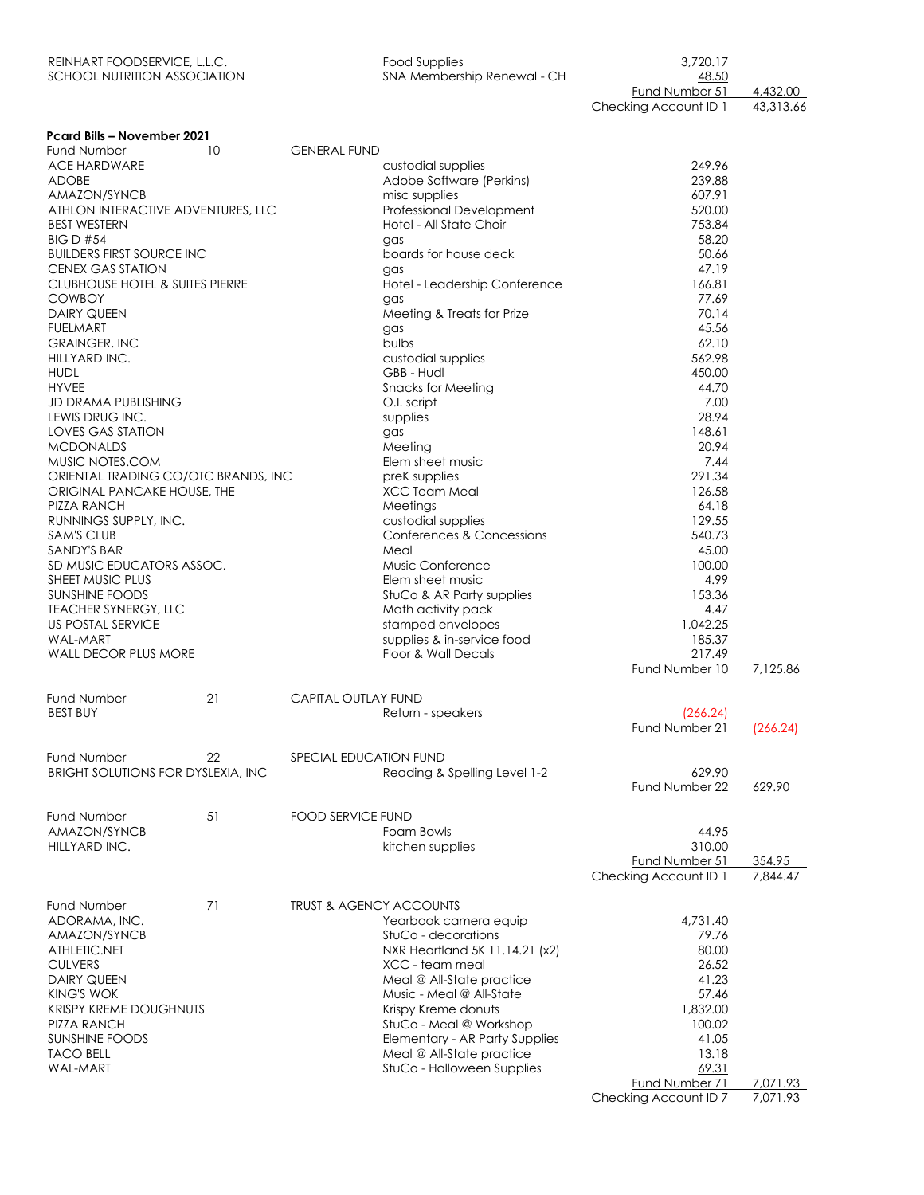| | | | |
|---|---|---|---|
| REINHART FOODSERVICE, L.L.C. | Food Supplies | 3,720.17 | |
| SCHOOL NUTRITION ASSOCIATION | SNA Membership Renewal - CH | 48.50 | |
| | | Fund Number 51 | 4,432.00 |
| | | Checking Account ID 1 | 43,313.66 |

**Pcard Bills – November 2021**

| Fund Number | 10 | GENERAL FUND | | |
|---|---|---|---|---|
| ACE HARDWARE | | custodial supplies | 249.96 | |
| ADOBE | | Adobe Software (Perkins) | 239.88 | |
| AMAZON/SYNCB | | misc supplies | 607.91 | |
| ATHLON INTERACTIVE ADVENTURES, LLC | | Professional Development | 520.00 | |
| BEST WESTERN | | Hotel - All State Choir | 753.84 | |
| BIG D #54 | | gas | 58.20 | |
| BUILDERS FIRST SOURCE INC | | boards for house deck | 50.66 | |
| CENEX GAS STATION | | gas | 47.19 | |
| CLUBHOUSE HOTEL & SUITES PIERRE | | Hotel - Leadership Conference | 166.81 | |
| COWBOY | | gas | 77.69 | |
| DAIRY QUEEN | | Meeting & Treats for Prize | 70.14 | |
| FUELMART | | gas | 45.56 | |
| GRAINGER, INC | | bulbs | 62.10 | |
| HILLYARD INC. | | custodial supplies | 562.98 | |
| HUDL | | GBB - Hudl | 450.00 | |
| HYVEE | | Snacks for Meeting | 44.70 | |
| JD DRAMA PUBLISHING | | O.I. script | 7.00 | |
| LEWIS DRUG INC. | | supplies | 28.94 | |
| LOVES GAS STATION | | gas | 148.61 | |
| MCDONALDS | | Meeting | 20.94 | |
| MUSIC NOTES.COM | | Elem sheet music | 7.44 | |
| ORIENTAL TRADING CO/OTC BRANDS, INC | | preK supplies | 291.34 | |
| ORIGINAL PANCAKE HOUSE, THE | | XCC Team Meal | 126.58 | |
| PIZZA RANCH | | Meetings | 64.18 | |
| RUNNINGS SUPPLY, INC. | | custodial supplies | 129.55 | |
| SAM'S CLUB | | Conferences & Concessions | 540.73 | |
| SANDY'S BAR | | Meal | 45.00 | |
| SD MUSIC EDUCATORS ASSOC. | | Music Conference | 100.00 | |
| SHEET MUSIC PLUS | | Elem sheet music | 4.99 | |
| SUNSHINE FOODS | | StuCo & AR Party supplies | 153.36 | |
| TEACHER SYNERGY, LLC | | Math activity pack | 4.47 | |
| US POSTAL SERVICE | | stamped envelopes | 1,042.25 | |
| WAL-MART | | supplies & in-service food | 185.37 | |
| WALL DECOR PLUS MORE | | Floor & Wall Decals | 217.49 | |
| | | | Fund Number 10 | 7,125.86 |

| Fund Number | 21 | CAPITAL OUTLAY FUND | | |
|---|---|---|---|---|
| BEST BUY | | Return - speakers | (266.24) | |
| | | | Fund Number 21 | (266.24) |

| Fund Number | 22 | SPECIAL EDUCATION FUND | | |
|---|---|---|---|---|
| BRIGHT SOLUTIONS FOR DYSLEXIA, INC | | Reading & Spelling Level 1-2 | 629.90 | |
| | | | Fund Number 22 | 629.90 |

| Fund Number | 51 | FOOD SERVICE FUND | | |
|---|---|---|---|---|
| AMAZON/SYNCB | | Foam Bowls | 44.95 | |
| HILLYARD INC. | | kitchen supplies | 310.00 | |
| | | | Fund Number 51 | 354.95 |
| | | | Checking Account ID 1 | 7,844.47 |

| Fund Number | 71 | TRUST & AGENCY ACCOUNTS | | |
|---|---|---|---|---|
| ADORAMA, INC. | | Yearbook camera equip | 4,731.40 | |
| AMAZON/SYNCB | | StuCo - decorations | 79.76 | |
| ATHLETIC.NET | | NXR Heartland 5K 11.14.21 (x2) | 80.00 | |
| CULVERS | | XCC - team meal | 26.52 | |
| DAIRY QUEEN | | Meal @ All-State practice | 41.23 | |
| KING'S WOK | | Music - Meal @ All-State | 57.46 | |
| KRISPY KREME DOUGHNUTS | | Krispy Kreme donuts | 1,832.00 | |
| PIZZA RANCH | | StuCo - Meal @ Workshop | 100.02 | |
| SUNSHINE FOODS | | Elementary - AR Party Supplies | 41.05 | |
| TACO BELL | | Meal @ All-State practice | 13.18 | |
| WAL-MART | | StuCo - Halloween Supplies | 69.31 | |
| | | | Fund Number 71 | 7,071.93 |
| | | | Checking Account ID 7 | 7,071.93 |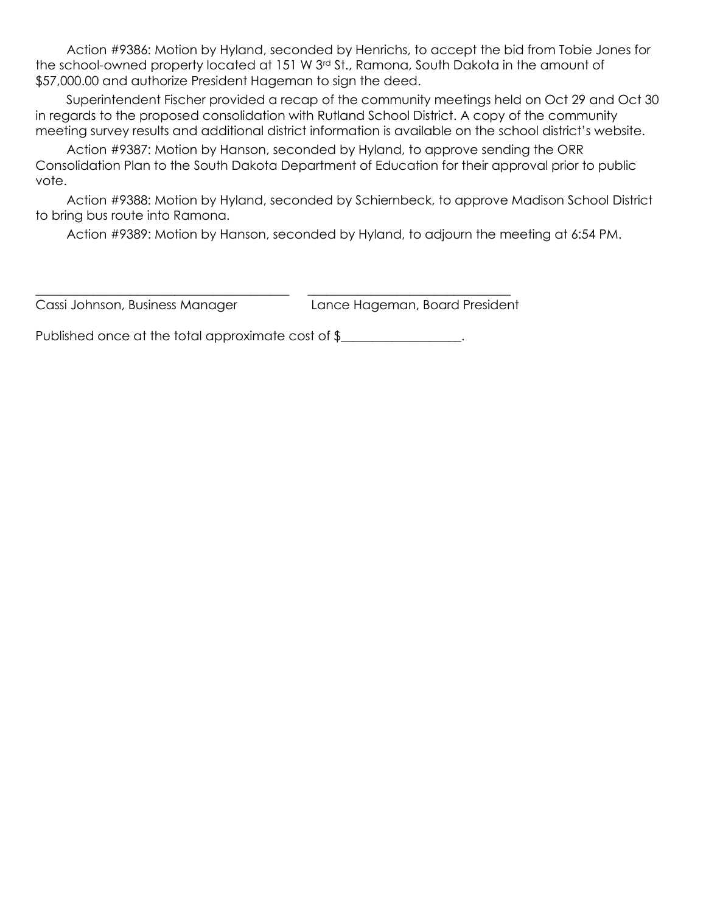Action #9386: Motion by Hyland, seconded by Henrichs, to accept the bid from Tobie Jones for the school-owned property located at 151 W 3rd St., Ramona, South Dakota in the amount of $57,000.00 and authorize President Hageman to sign the deed.

Superintendent Fischer provided a recap of the community meetings held on Oct 29 and Oct 30 in regards to the proposed consolidation with Rutland School District. A copy of the community meeting survey results and additional district information is available on the school district's website.

Action #9387: Motion by Hanson, seconded by Hyland, to approve sending the ORR Consolidation Plan to the South Dakota Department of Education for their approval prior to public vote.

Action #9388: Motion by Hyland, seconded by Schiernbeck, to approve Madison School District to bring bus route into Ramona.

Action #9389: Motion by Hanson, seconded by Hyland, to adjourn the meeting at 6:54 PM.

\_\_\_\_\_\_\_\_\_\_\_\_\_\_\_\_\_\_\_\_\_\_\_\_\_\_\_\_\_\_\_\_\_\_\_\_\_\_\_ \_\_\_\_\_\_\_\_\_\_\_\_\_\_\_\_\_\_\_\_\_\_\_\_\_\_\_\_\_\_\_\_

Cassi Johnson, Business Manager Lance Hageman, Board President

Published once at the total approximate cost of $\_\_\_\_\_\_\_\_\_\_\_\_\_\_\_\_\_\_.